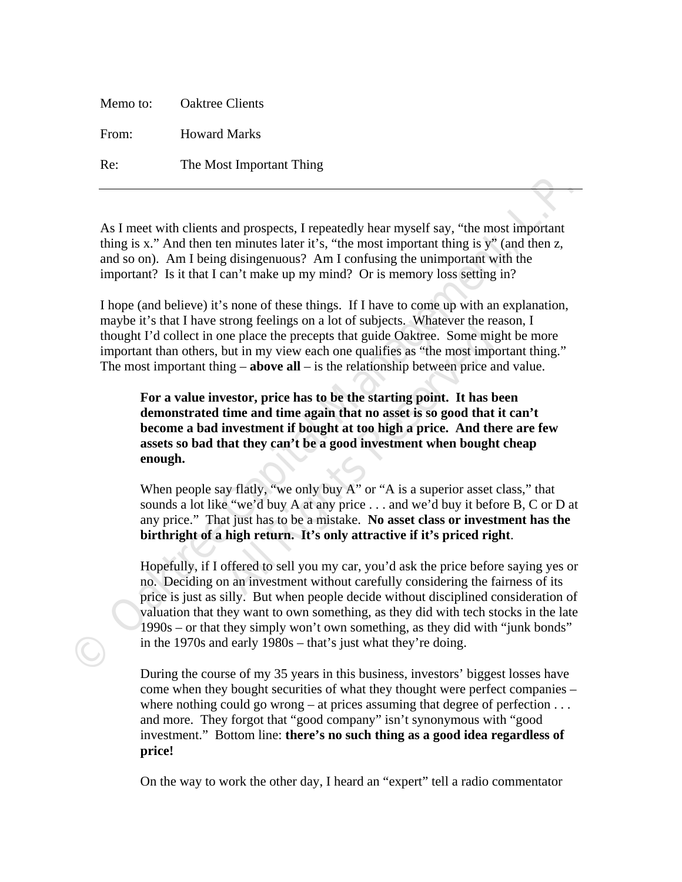Memo to: Oaktree Clients

From: Howard Marks

Re: The Most Important Thing

---

As I meet with clients and prospects, I repeatedly hear myself say, "the most important thing is x." And then ten minutes later it's, "the most important thing is y" (and then z, and so on). Am I being disingenuous? Am I confusing the unimportant with the important? Is it that I can't make up my mind? Or is memory loss setting in?

I hope (and believe) it's none of these things. If I have to come up with an explanation, maybe it's that I have strong feelings on a lot of subjects. Whatever the reason, I thought I'd collect in one place the precepts that guide Oaktree. Some might be more important than others, but in my view each one qualifies as "the most important thing." The most important thing – **above all** – is the relationship between price and value.

> **For a value investor, price has to be the starting point. It has been demonstrated time and time again that no asset is so good that it can't become a bad investment if bought at too high a price. And there are few assets so bad that they can't be a good investment when bought cheap enough.**
>
> When people say flatly, "we only buy A" or "A is a superior asset class," that sounds a lot like "we'd buy A at any price . . . and we'd buy it before B, C or D at any price." That just has to be a mistake. **No asset class or investment has the birthright of a high return. It's only attractive if it's priced right**.
>
> Hopefully, if I offered to sell you my car, you'd ask the price before saying yes or no. Deciding on an investment without carefully considering the fairness of its price is just as silly. But when people decide without disciplined consideration of valuation that they want to own something, as they did with tech stocks in the late 1990s – or that they simply won't own something, as they did with "junk bonds" in the 1970s and early 1980s – that's just what they're doing.
>
> During the course of my 35 years in this business, investors' biggest losses have come when they bought securities of what they thought were perfect companies – where nothing could go wrong – at prices assuming that degree of perfection . . . and more. They forgot that "good company" isn't synonymous with "good investment." Bottom line: **there's no such thing as a good idea regardless of price!**
>
> On the way to work the other day, I heard an "expert" tell a radio commentator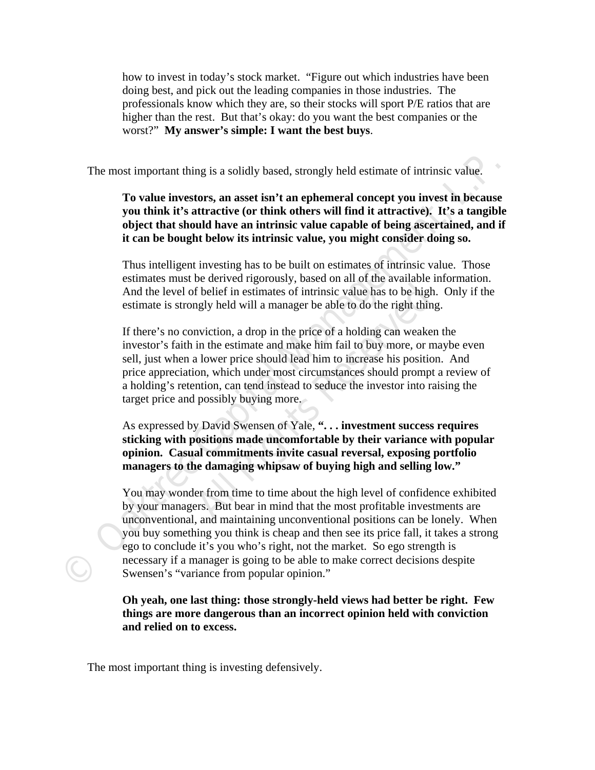how to invest in today's stock market. "Figure out which industries have been doing best, and pick out the leading companies in those industries. The professionals know which they are, so their stocks will sport P/E ratios that are higher than the rest. But that's okay: do you want the best companies or the worst?" **My answer's simple: I want the best buys**.

The most important thing is a solidly based, strongly held estimate of intrinsic value.

**To value investors, an asset isn't an ephemeral concept you invest in because you think it's attractive (or think others will find it attractive). It's a tangible object that should have an intrinsic value capable of being ascertained, and if it can be bought below its intrinsic value, you might consider doing so.**

Thus intelligent investing has to be built on estimates of intrinsic value. Those estimates must be derived rigorously, based on all of the available information. And the level of belief in estimates of intrinsic value has to be high. Only if the estimate is strongly held will a manager be able to do the right thing.

If there's no conviction, a drop in the price of a holding can weaken the investor's faith in the estimate and make him fail to buy more, or maybe even sell, just when a lower price should lead him to increase his position. And price appreciation, which under most circumstances should prompt a review of a holding's retention, can tend instead to seduce the investor into raising the target price and possibly buying more.

As expressed by David Swensen of Yale, **". . . investment success requires sticking with positions made uncomfortable by their variance with popular opinion. Casual commitments invite casual reversal, exposing portfolio managers to the damaging whipsaw of buying high and selling low."**

You may wonder from time to time about the high level of confidence exhibited by your managers. But bear in mind that the most profitable investments are unconventional, and maintaining unconventional positions can be lonely. When you buy something you think is cheap and then see its price fall, it takes a strong ego to conclude it's you who's right, not the market. So ego strength is necessary if a manager is going to be able to make correct decisions despite Swensen's "variance from popular opinion."

**Oh yeah, one last thing: those strongly-held views had better be right. Few things are more dangerous than an incorrect opinion held with conviction and relied on to excess.**

The most important thing is investing defensively.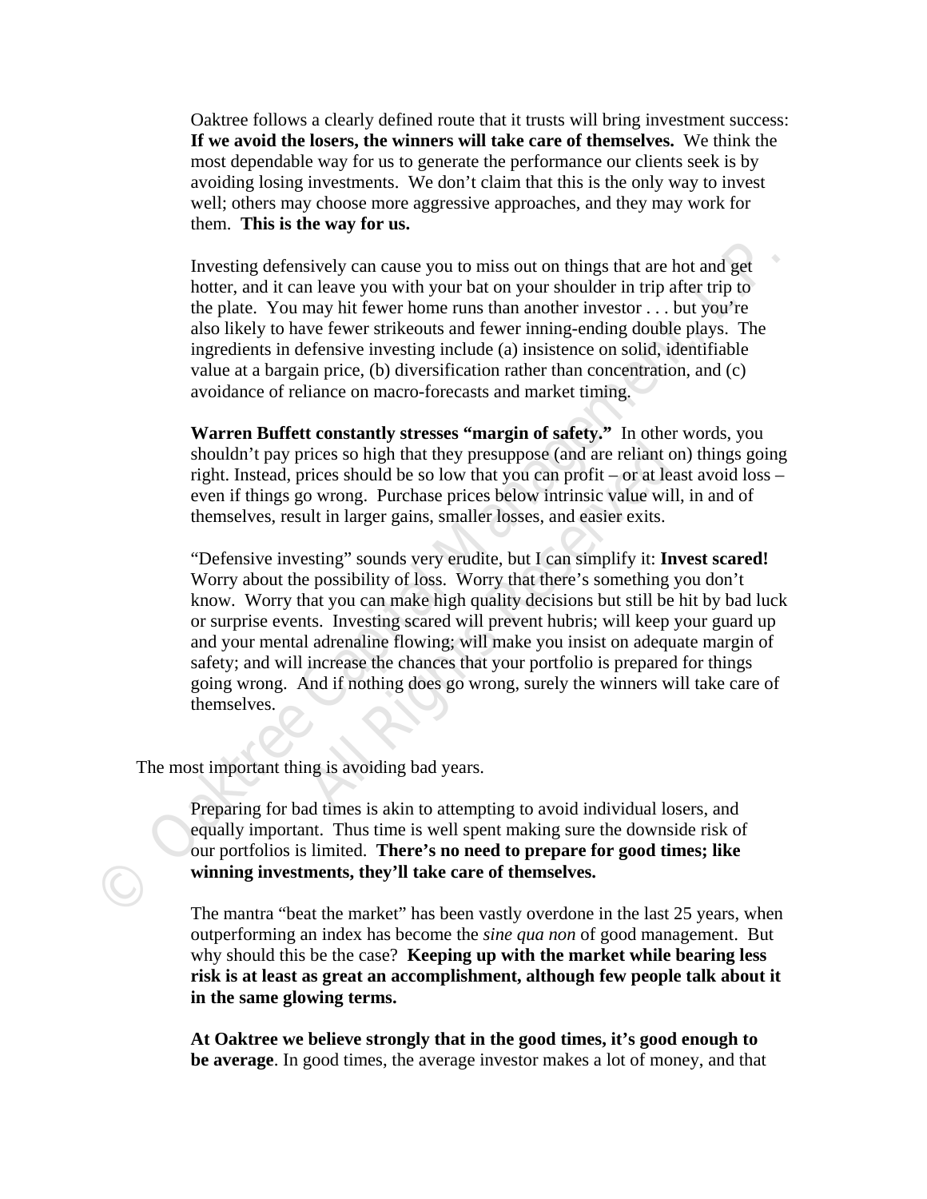Oaktree follows a clearly defined route that it trusts will bring investment success: **If we avoid the losers, the winners will take care of themselves.** We think the most dependable way for us to generate the performance our clients seek is by avoiding losing investments. We don't claim that this is the only way to invest well; others may choose more aggressive approaches, and they may work for them. **This is the way for us.**

Investing defensively can cause you to miss out on things that are hot and get hotter, and it can leave you with your bat on your shoulder in trip after trip to the plate. You may hit fewer home runs than another investor . . . but you're also likely to have fewer strikeouts and fewer inning-ending double plays. The ingredients in defensive investing include (a) insistence on solid, identifiable value at a bargain price, (b) diversification rather than concentration, and (c) avoidance of reliance on macro-forecasts and market timing.

**Warren Buffett constantly stresses "margin of safety."** In other words, you shouldn't pay prices so high that they presuppose (and are reliant on) things going right. Instead, prices should be so low that you can profit – or at least avoid loss – even if things go wrong. Purchase prices below intrinsic value will, in and of themselves, result in larger gains, smaller losses, and easier exits.

"Defensive investing" sounds very erudite, but I can simplify it: **Invest scared!** Worry about the possibility of loss. Worry that there's something you don't know. Worry that you can make high quality decisions but still be hit by bad luck or surprise events. Investing scared will prevent hubris; will keep your guard up and your mental adrenaline flowing; will make you insist on adequate margin of safety; and will increase the chances that your portfolio is prepared for things going wrong. And if nothing does go wrong, surely the winners will take care of themselves.

The most important thing is avoiding bad years.

Preparing for bad times is akin to attempting to avoid individual losers, and equally important. Thus time is well spent making sure the downside risk of our portfolios is limited. **There's no need to prepare for good times; like winning investments, they'll take care of themselves.**

The mantra "beat the market" has been vastly overdone in the last 25 years, when outperforming an index has become the *sine qua non* of good management. But why should this be the case? **Keeping up with the market while bearing less risk is at least as great an accomplishment, although few people talk about it in the same glowing terms.**

**At Oaktree we believe strongly that in the good times, it's good enough to be average**. In good times, the average investor makes a lot of money, and that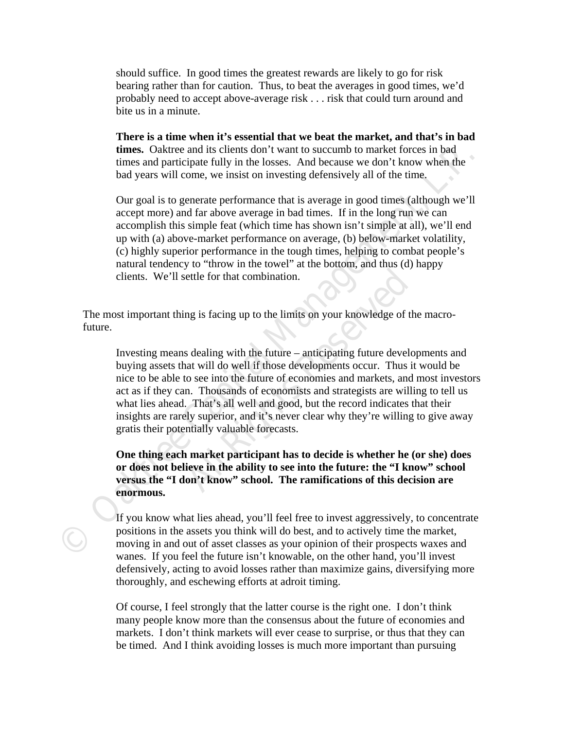should suffice. In good times the greatest rewards are likely to go for risk bearing rather than for caution. Thus, to beat the averages in good times, we'd probably need to accept above-average risk . . . risk that could turn around and bite us in a minute.

**There is a time when it's essential that we beat the market, and that's in bad times.** Oaktree and its clients don't want to succumb to market forces in bad times and participate fully in the losses. And because we don't know when the bad years will come, we insist on investing defensively all of the time.

Our goal is to generate performance that is average in good times (although we'll accept more) and far above average in bad times. If in the long run we can accomplish this simple feat (which time has shown isn't simple at all), we'll end up with (a) above-market performance on average, (b) below-market volatility, (c) highly superior performance in the tough times, helping to combat people's natural tendency to "throw in the towel" at the bottom, and thus (d) happy clients. We'll settle for that combination.

The most important thing is facing up to the limits on your knowledge of the macro-future.

Investing means dealing with the future – anticipating future developments and buying assets that will do well if those developments occur. Thus it would be nice to be able to see into the future of economies and markets, and most investors act as if they can. Thousands of economists and strategists are willing to tell us what lies ahead. That's all well and good, but the record indicates that their insights are rarely superior, and it's never clear why they're willing to give away gratis their potentially valuable forecasts.

**One thing each market participant has to decide is whether he (or she) does or does not believe in the ability to see into the future: the "I know" school versus the "I don't know" school. The ramifications of this decision are enormous.**

If you know what lies ahead, you'll feel free to invest aggressively, to concentrate positions in the assets you think will do best, and to actively time the market, moving in and out of asset classes as your opinion of their prospects waxes and wanes. If you feel the future isn't knowable, on the other hand, you'll invest defensively, acting to avoid losses rather than maximize gains, diversifying more thoroughly, and eschewing efforts at adroit timing.

Of course, I feel strongly that the latter course is the right one. I don't think many people know more than the consensus about the future of economies and markets. I don't think markets will ever cease to surprise, or thus that they can be timed. And I think avoiding losses is much more important than pursuing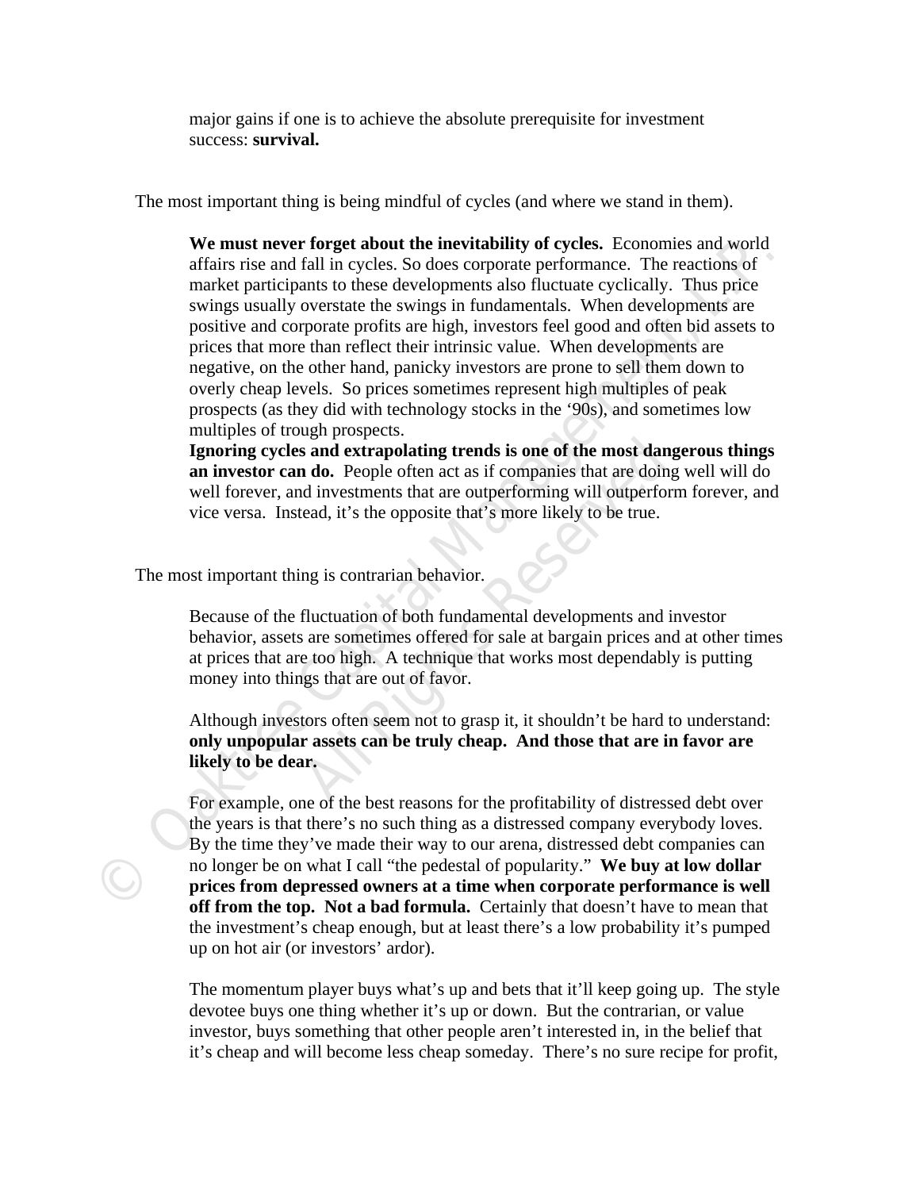major gains if one is to achieve the absolute prerequisite for investment success: **survival.**

The most important thing is being mindful of cycles (and where we stand in them).

> **We must never forget about the inevitability of cycles.** Economies and world affairs rise and fall in cycles. So does corporate performance. The reactions of market participants to these developments also fluctuate cyclically. Thus price swings usually overstate the swings in fundamentals. When developments are positive and corporate profits are high, investors feel good and often bid assets to prices that more than reflect their intrinsic value. When developments are negative, on the other hand, panicky investors are prone to sell them down to overly cheap levels. So prices sometimes represent high multiples of peak prospects (as they did with technology stocks in the '90s), and sometimes low multiples of trough prospects.
> **Ignoring cycles and extrapolating trends is one of the most dangerous things an investor can do.** People often act as if companies that are doing well will do well forever, and investments that are outperforming will outperform forever, and vice versa. Instead, it's the opposite that's more likely to be true.

The most important thing is contrarian behavior.

> Because of the fluctuation of both fundamental developments and investor behavior, assets are sometimes offered for sale at bargain prices and at other times at prices that are too high. A technique that works most dependably is putting money into things that are out of favor.
>
> Although investors often seem not to grasp it, it shouldn't be hard to understand: **only unpopular assets can be truly cheap. And those that are in favor are likely to be dear.**
>
> For example, one of the best reasons for the profitability of distressed debt over the years is that there's no such thing as a distressed company everybody loves. By the time they've made their way to our arena, distressed debt companies can no longer be on what I call "the pedestal of popularity." **We buy at low dollar prices from depressed owners at a time when corporate performance is well off from the top. Not a bad formula.** Certainly that doesn't have to mean that the investment's cheap enough, but at least there's a low probability it's pumped up on hot air (or investors' ardor).
>
> The momentum player buys what's up and bets that it'll keep going up. The style devotee buys one thing whether it's up or down. But the contrarian, or value investor, buys something that other people aren't interested in, in the belief that it's cheap and will become less cheap someday. There's no sure recipe for profit,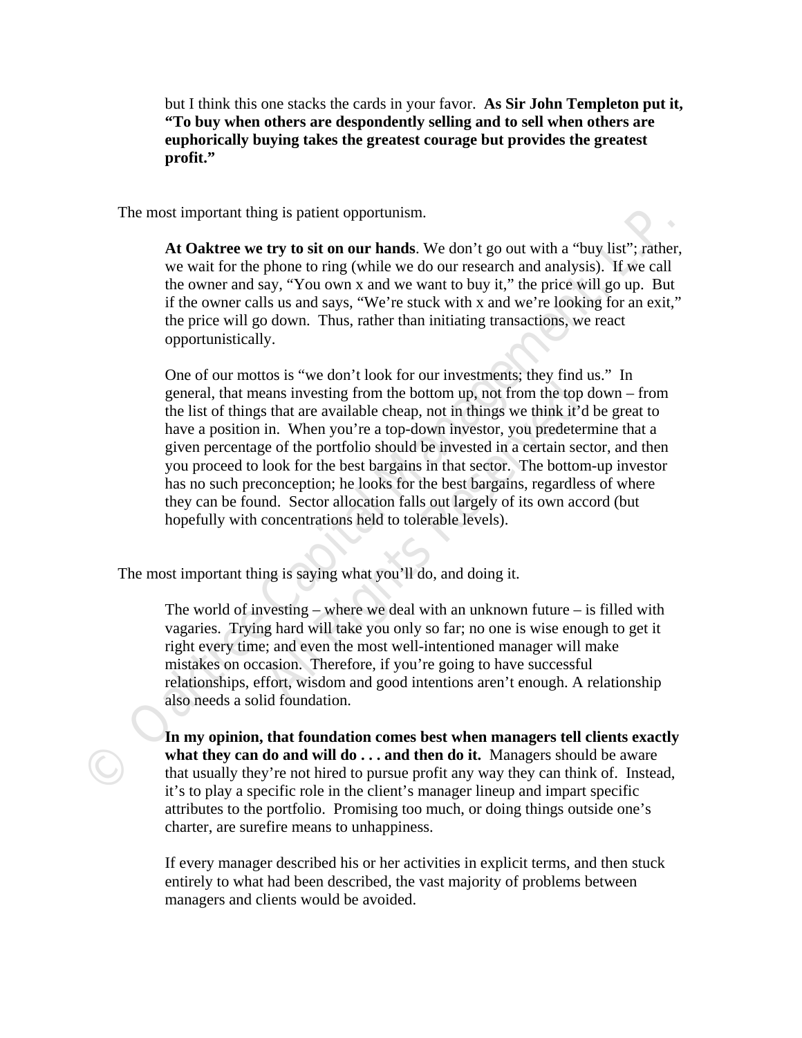but I think this one stacks the cards in your favor. **As Sir John Templeton put it, "To buy when others are despondently selling and to sell when others are euphorically buying takes the greatest courage but provides the greatest profit."**

The most important thing is patient opportunism.

**At Oaktree we try to sit on our hands**. We don't go out with a "buy list"; rather, we wait for the phone to ring (while we do our research and analysis). If we call the owner and say, "You own x and we want to buy it," the price will go up. But if the owner calls us and says, "We're stuck with x and we're looking for an exit," the price will go down. Thus, rather than initiating transactions, we react opportunistically.

One of our mottos is "we don't look for our investments; they find us." In general, that means investing from the bottom up, not from the top down – from the list of things that are available cheap, not in things we think it'd be great to have a position in. When you're a top-down investor, you predetermine that a given percentage of the portfolio should be invested in a certain sector, and then you proceed to look for the best bargains in that sector. The bottom-up investor has no such preconception; he looks for the best bargains, regardless of where they can be found. Sector allocation falls out largely of its own accord (but hopefully with concentrations held to tolerable levels).

The most important thing is saying what you'll do, and doing it.

The world of investing – where we deal with an unknown future – is filled with vagaries. Trying hard will take you only so far; no one is wise enough to get it right every time; and even the most well-intentioned manager will make mistakes on occasion. Therefore, if you're going to have successful relationships, effort, wisdom and good intentions aren't enough. A relationship also needs a solid foundation.

**In my opinion, that foundation comes best when managers tell clients exactly what they can do and will do . . . and then do it.** Managers should be aware that usually they're not hired to pursue profit any way they can think of. Instead, it's to play a specific role in the client's manager lineup and impart specific attributes to the portfolio. Promising too much, or doing things outside one's charter, are surefire means to unhappiness.

If every manager described his or her activities in explicit terms, and then stuck entirely to what had been described, the vast majority of problems between managers and clients would be avoided.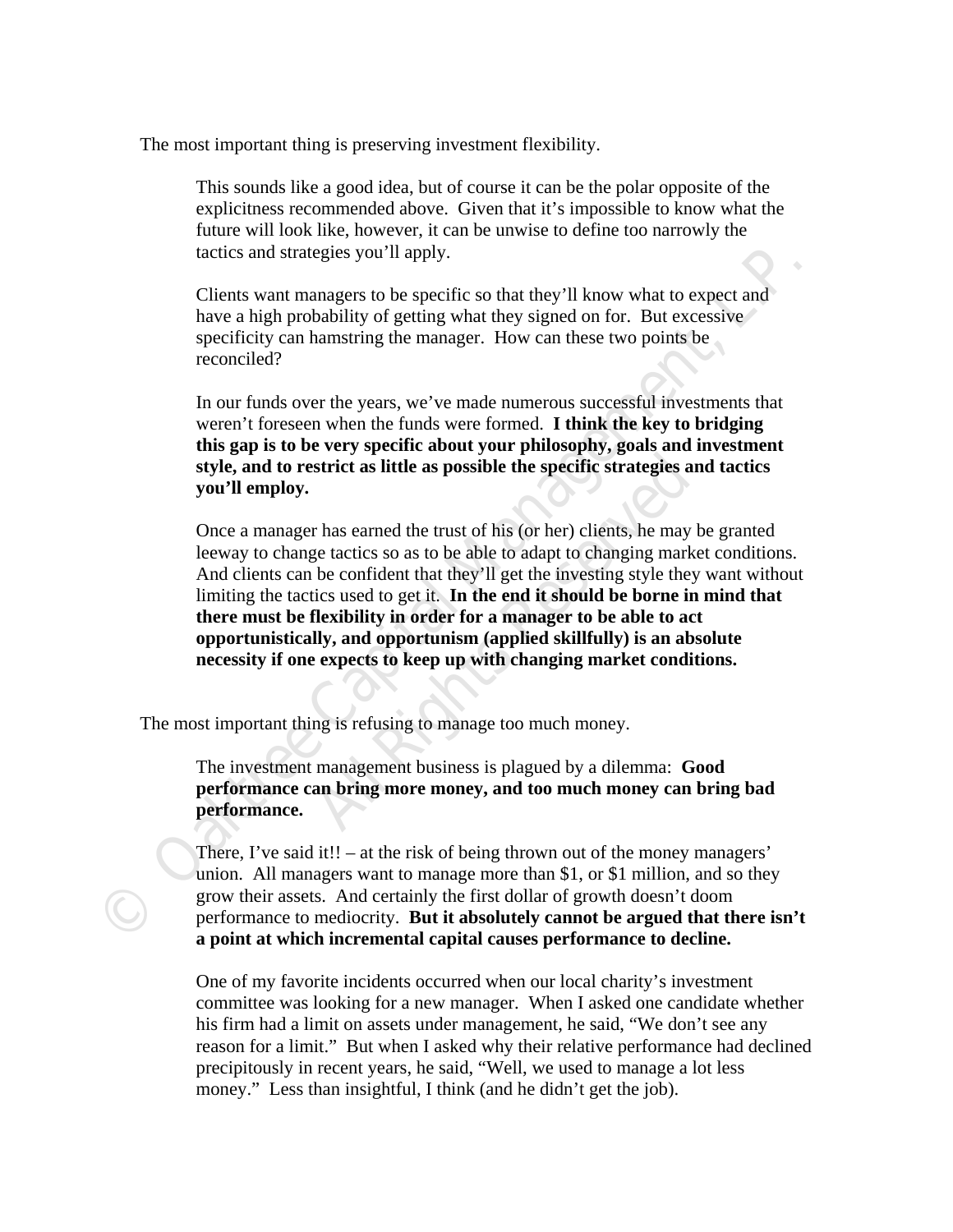The most important thing is preserving investment flexibility.

This sounds like a good idea, but of course it can be the polar opposite of the explicitness recommended above. Given that it's impossible to know what the future will look like, however, it can be unwise to define too narrowly the tactics and strategies you'll apply.

Clients want managers to be specific so that they'll know what to expect and have a high probability of getting what they signed on for. But excessive specificity can hamstring the manager. How can these two points be reconciled?

In our funds over the years, we've made numerous successful investments that weren't foreseen when the funds were formed. **I think the key to bridging this gap is to be very specific about your philosophy, goals and investment style, and to restrict as little as possible the specific strategies and tactics you'll employ.**

Once a manager has earned the trust of his (or her) clients, he may be granted leeway to change tactics so as to be able to adapt to changing market conditions. And clients can be confident that they'll get the investing style they want without limiting the tactics used to get it. **In the end it should be borne in mind that there must be flexibility in order for a manager to be able to act opportunistically, and opportunism (applied skillfully) is an absolute necessity if one expects to keep up with changing market conditions.**

The most important thing is refusing to manage too much money.

The investment management business is plagued by a dilemma: **Good performance can bring more money, and too much money can bring bad performance.**

There, I've said it!! – at the risk of being thrown out of the money managers' union. All managers want to manage more than $1, or $1 million, and so they grow their assets. And certainly the first dollar of growth doesn't doom performance to mediocrity. **But it absolutely cannot be argued that there isn't a point at which incremental capital causes performance to decline.**

One of my favorite incidents occurred when our local charity's investment committee was looking for a new manager. When I asked one candidate whether his firm had a limit on assets under management, he said, "We don't see any reason for a limit." But when I asked why their relative performance had declined precipitously in recent years, he said, "Well, we used to manage a lot less money." Less than insightful, I think (and he didn't get the job).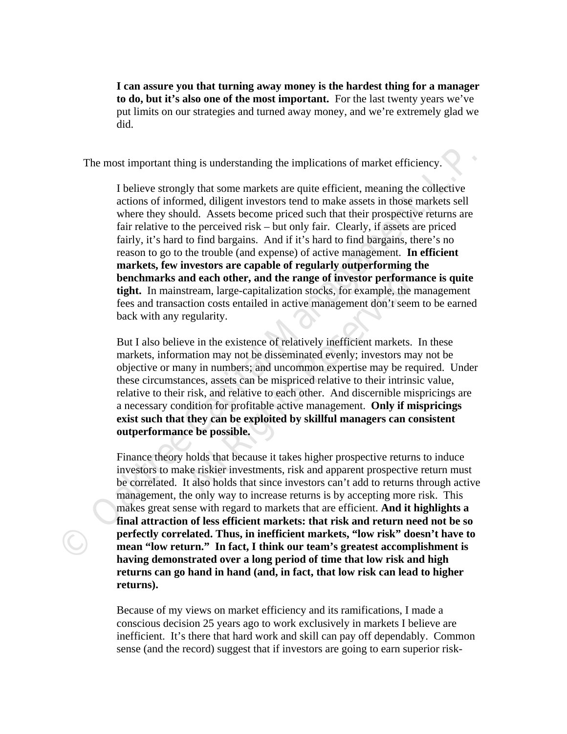**I can assure you that turning away money is the hardest thing for a manager to do, but it's also one of the most important.** For the last twenty years we've put limits on our strategies and turned away money, and we're extremely glad we did.

The most important thing is understanding the implications of market efficiency.

I believe strongly that some markets are quite efficient, meaning the collective actions of informed, diligent investors tend to make assets in those markets sell where they should. Assets become priced such that their prospective returns are fair relative to the perceived risk – but only fair. Clearly, if assets are priced fairly, it's hard to find bargains. And if it's hard to find bargains, there's no reason to go to the trouble (and expense) of active management. **In efficient markets, few investors are capable of regularly outperforming the benchmarks and each other, and the range of investor performance is quite tight.** In mainstream, large-capitalization stocks, for example, the management fees and transaction costs entailed in active management don't seem to be earned back with any regularity.

But I also believe in the existence of relatively inefficient markets. In these markets, information may not be disseminated evenly; investors may not be objective or many in numbers; and uncommon expertise may be required. Under these circumstances, assets can be mispriced relative to their intrinsic value, relative to their risk, and relative to each other. And discernible mispricings are a necessary condition for profitable active management. **Only if mispricings exist such that they can be exploited by skillful managers can consistent outperformance be possible.**

Finance theory holds that because it takes higher prospective returns to induce investors to make riskier investments, risk and apparent prospective return must be correlated. It also holds that since investors can't add to returns through active management, the only way to increase returns is by accepting more risk. This makes great sense with regard to markets that are efficient. **And it highlights a final attraction of less efficient markets: that risk and return need not be so perfectly correlated. Thus, in inefficient markets, "low risk" doesn't have to mean "low return." In fact, I think our team's greatest accomplishment is having demonstrated over a long period of time that low risk and high returns can go hand in hand (and, in fact, that low risk can lead to higher returns).**

Because of my views on market efficiency and its ramifications, I made a conscious decision 25 years ago to work exclusively in markets I believe are inefficient. It's there that hard work and skill can pay off dependably. Common sense (and the record) suggest that if investors are going to earn superior risk-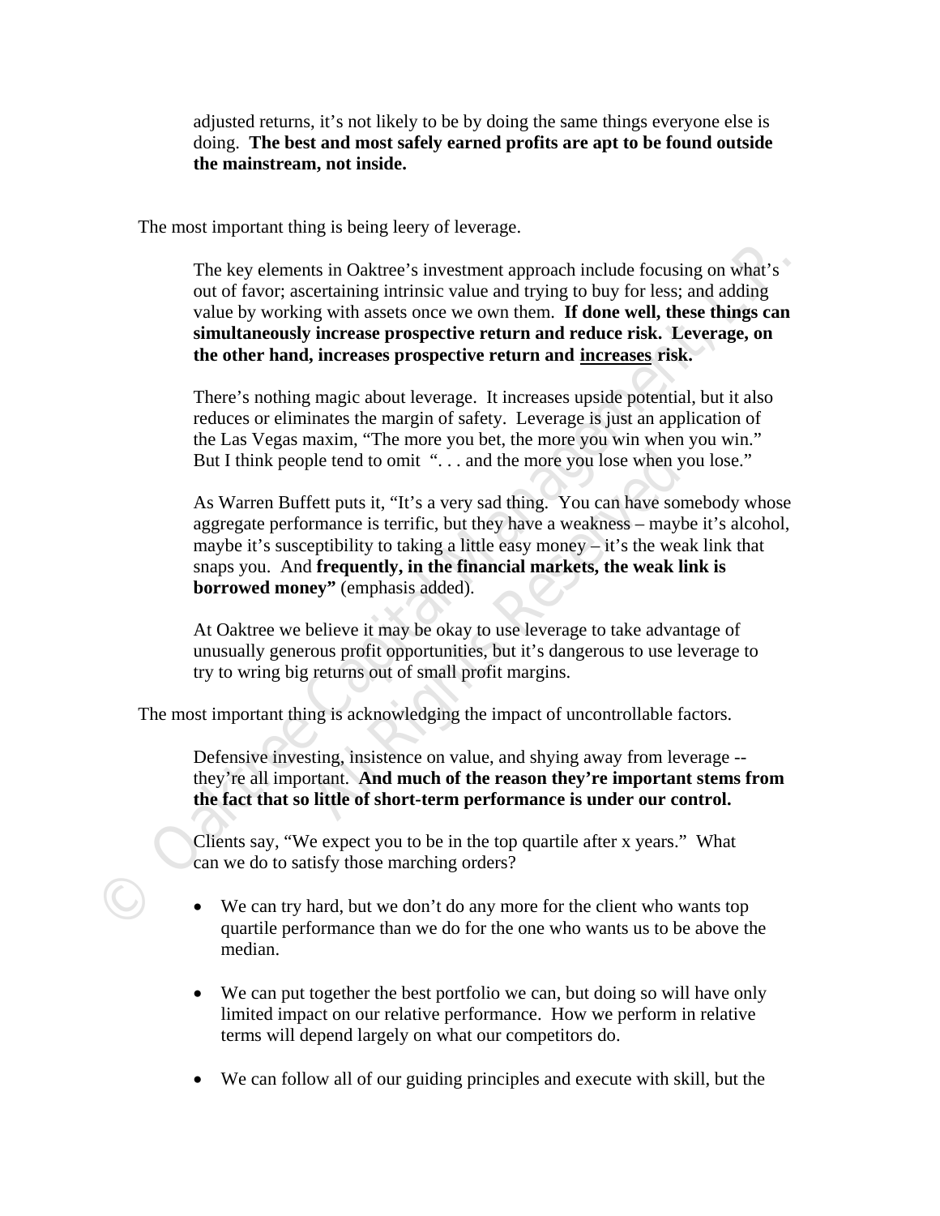adjusted returns, it's not likely to be by doing the same things everyone else is doing. **The best and most safely earned profits are apt to be found outside the mainstream, not inside.**

The most important thing is being leery of leverage.

The key elements in Oaktree's investment approach include focusing on what's out of favor; ascertaining intrinsic value and trying to buy for less; and adding value by working with assets once we own them. **If done well, these things can simultaneously increase prospective return and reduce risk. Leverage, on the other hand, increases prospective return and <u>increases</u> risk.**

There's nothing magic about leverage. It increases upside potential, but it also reduces or eliminates the margin of safety. Leverage is just an application of the Las Vegas maxim, "The more you bet, the more you win when you win." But I think people tend to omit ". . . and the more you lose when you lose."

As Warren Buffett puts it, "It's a very sad thing. You can have somebody whose aggregate performance is terrific, but they have a weakness – maybe it's alcohol, maybe it's susceptibility to taking a little easy money – it's the weak link that snaps you. And **frequently, in the financial markets, the weak link is borrowed money"** (emphasis added).

At Oaktree we believe it may be okay to use leverage to take advantage of unusually generous profit opportunities, but it's dangerous to use leverage to try to wring big returns out of small profit margins.

The most important thing is acknowledging the impact of uncontrollable factors.

Defensive investing, insistence on value, and shying away from leverage -- they're all important. **And much of the reason they're important stems from the fact that so little of short-term performance is under our control.**

Clients say, "We expect you to be in the top quartile after x years." What can we do to satisfy those marching orders?

- We can try hard, but we don't do any more for the client who wants top quartile performance than we do for the one who wants us to be above the median.
- We can put together the best portfolio we can, but doing so will have only limited impact on our relative performance. How we perform in relative terms will depend largely on what our competitors do.
- We can follow all of our guiding principles and execute with skill, but the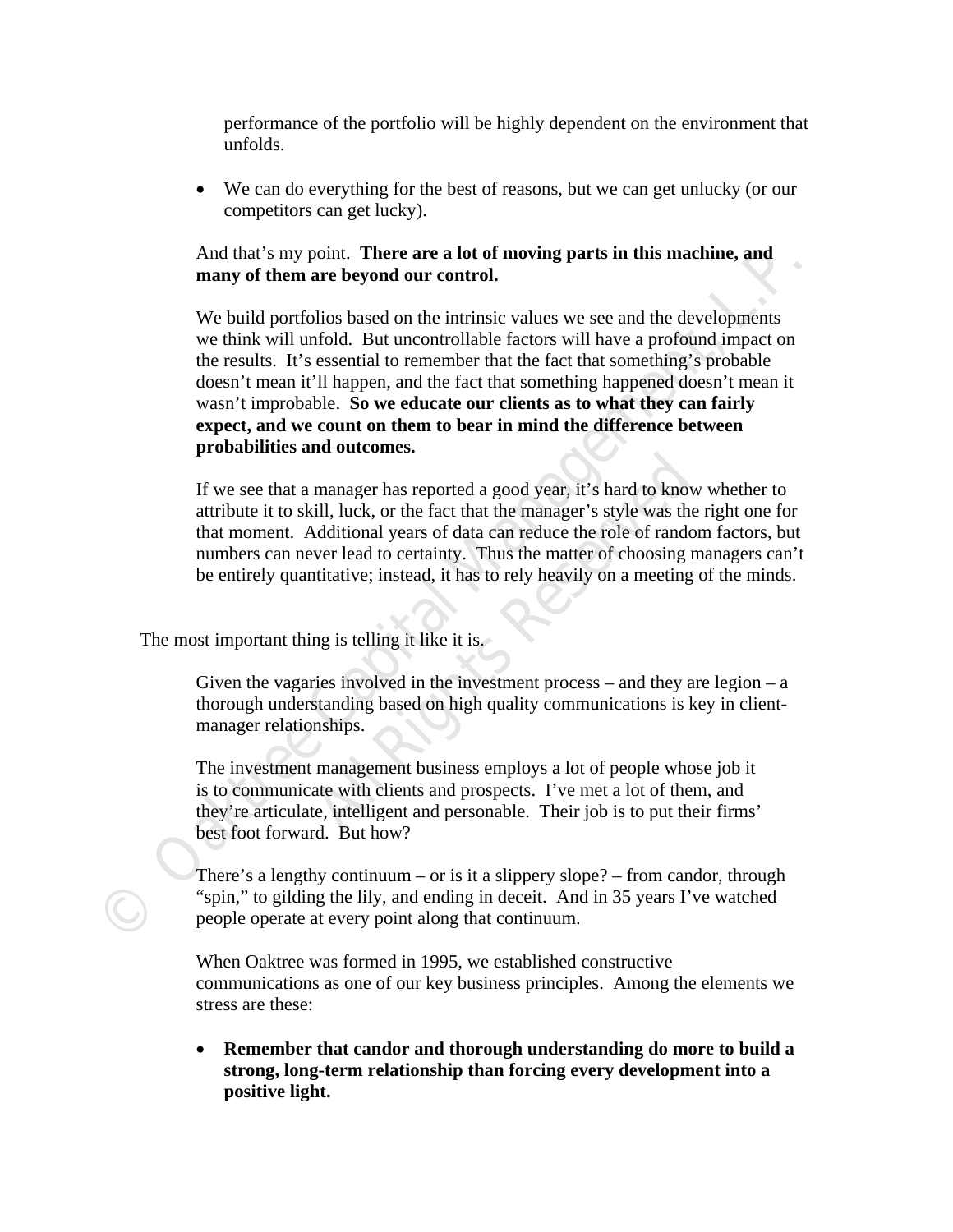performance of the portfolio will be highly dependent on the environment that unfolds.

- We can do everything for the best of reasons, but we can get unlucky (or our competitors can get lucky).

And that's my point. **There are a lot of moving parts in this machine, and many of them are beyond our control.**

We build portfolios based on the intrinsic values we see and the developments we think will unfold. But uncontrollable factors will have a profound impact on the results. It's essential to remember that the fact that something's probable doesn't mean it'll happen, and the fact that something happened doesn't mean it wasn't improbable. **So we educate our clients as to what they can fairly expect, and we count on them to bear in mind the difference between probabilities and outcomes.**

If we see that a manager has reported a good year, it's hard to know whether to attribute it to skill, luck, or the fact that the manager's style was the right one for that moment. Additional years of data can reduce the role of random factors, but numbers can never lead to certainty. Thus the matter of choosing managers can't be entirely quantitative; instead, it has to rely heavily on a meeting of the minds.

The most important thing is telling it like it is.

Given the vagaries involved in the investment process – and they are legion – a thorough understanding based on high quality communications is key in client-manager relationships.

The investment management business employs a lot of people whose job it is to communicate with clients and prospects. I've met a lot of them, and they're articulate, intelligent and personable. Their job is to put their firms' best foot forward. But how?

There's a lengthy continuum – or is it a slippery slope? – from candor, through "spin," to gilding the lily, and ending in deceit. And in 35 years I've watched people operate at every point along that continuum.

When Oaktree was formed in 1995, we established constructive communications as one of our key business principles. Among the elements we stress are these:

- **Remember that candor and thorough understanding do more to build a strong, long-term relationship than forcing every development into a positive light.**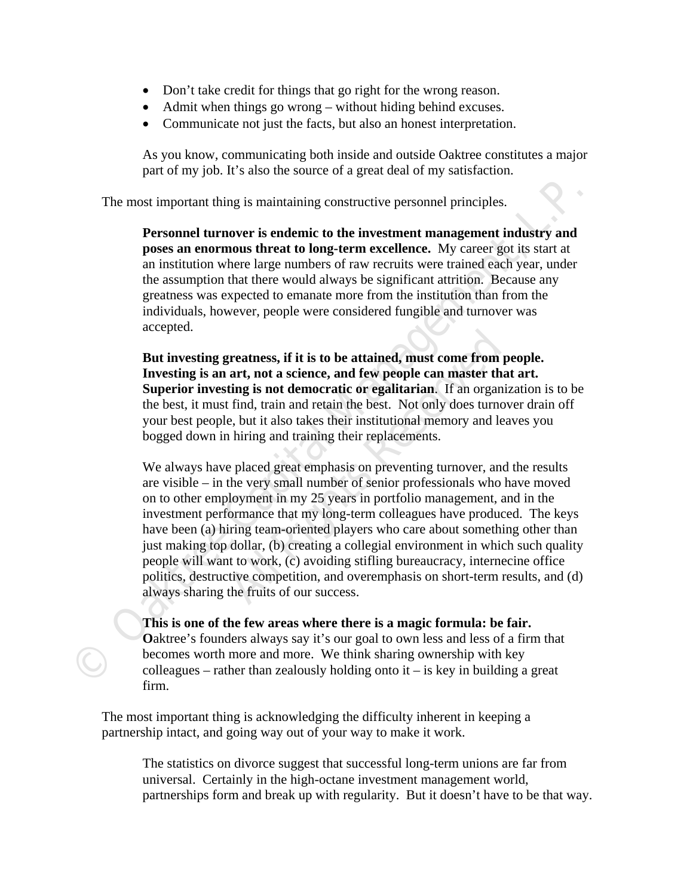- Don't take credit for things that go right for the wrong reason.
- Admit when things go wrong – without hiding behind excuses.
- Communicate not just the facts, but also an honest interpretation.

As you know, communicating both inside and outside Oaktree constitutes a major part of my job. It's also the source of a great deal of my satisfaction.

The most important thing is maintaining constructive personnel principles.

**Personnel turnover is endemic to the investment management industry and poses an enormous threat to long-term excellence.** My career got its start at an institution where large numbers of raw recruits were trained each year, under the assumption that there would always be significant attrition. Because any greatness was expected to emanate more from the institution than from the individuals, however, people were considered fungible and turnover was accepted.

**But investing greatness, if it is to be attained, must come from people. Investing is an art, not a science, and few people can master that art. Superior investing is not democratic or egalitarian**. If an organization is to be the best, it must find, train and retain the best. Not only does turnover drain off your best people, but it also takes their institutional memory and leaves you bogged down in hiring and training their replacements.

We always have placed great emphasis on preventing turnover, and the results are visible – in the very small number of senior professionals who have moved on to other employment in my 25 years in portfolio management, and in the investment performance that my long-term colleagues have produced. The keys have been (a) hiring team-oriented players who care about something other than just making top dollar, (b) creating a collegial environment in which such quality people will want to work, (c) avoiding stifling bureaucracy, internecine office politics, destructive competition, and overemphasis on short-term results, and (d) always sharing the fruits of our success.

**This is one of the few areas where there is a magic formula: be fair.** **O**aktree's founders always say it's our goal to own less and less of a firm that becomes worth more and more. We think sharing ownership with key colleagues – rather than zealously holding onto it – is key in building a great firm.

The most important thing is acknowledging the difficulty inherent in keeping a partnership intact, and going way out of your way to make it work.

The statistics on divorce suggest that successful long-term unions are far from universal. Certainly in the high-octane investment management world, partnerships form and break up with regularity. But it doesn't have to be that way.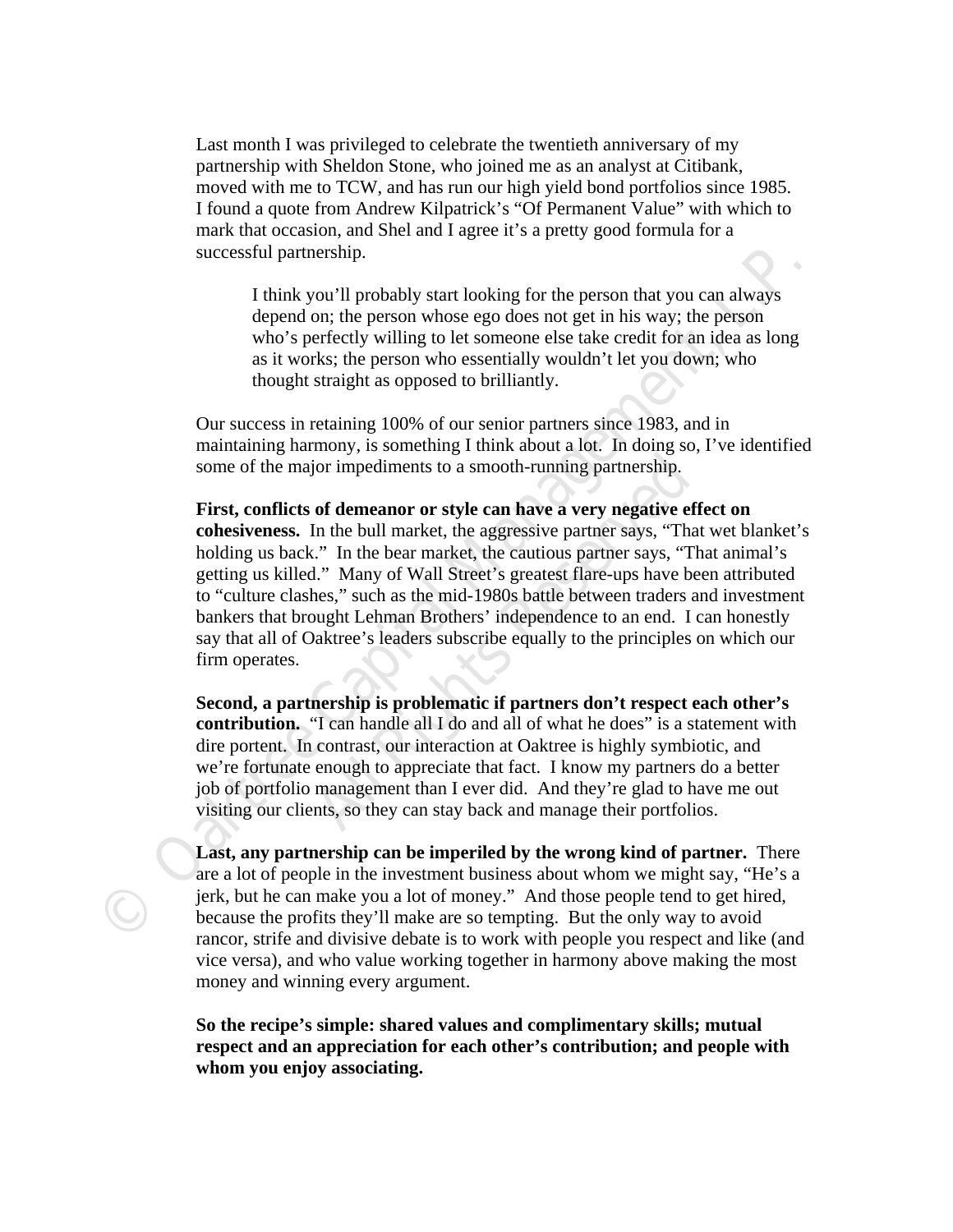Last month I was privileged to celebrate the twentieth anniversary of my partnership with Sheldon Stone, who joined me as an analyst at Citibank, moved with me to TCW, and has run our high yield bond portfolios since 1985. I found a quote from Andrew Kilpatrick's "Of Permanent Value" with which to mark that occasion, and Shel and I agree it's a pretty good formula for a successful partnership.

> I think you'll probably start looking for the person that you can always depend on; the person whose ego does not get in his way; the person who's perfectly willing to let someone else take credit for an idea as long as it works; the person who essentially wouldn't let you down; who thought straight as opposed to brilliantly.

Our success in retaining 100% of our senior partners since 1983, and in maintaining harmony, is something I think about a lot. In doing so, I've identified some of the major impediments to a smooth-running partnership.

**First, conflicts of demeanor or style can have a very negative effect on cohesiveness.** In the bull market, the aggressive partner says, "That wet blanket's holding us back." In the bear market, the cautious partner says, "That animal's getting us killed." Many of Wall Street's greatest flare-ups have been attributed to "culture clashes," such as the mid-1980s battle between traders and investment bankers that brought Lehman Brothers' independence to an end. I can honestly say that all of Oaktree's leaders subscribe equally to the principles on which our firm operates.

**Second, a partnership is problematic if partners don't respect each other's contribution.** "I can handle all I do and all of what he does" is a statement with dire portent. In contrast, our interaction at Oaktree is highly symbiotic, and we're fortunate enough to appreciate that fact. I know my partners do a better job of portfolio management than I ever did. And they're glad to have me out visiting our clients, so they can stay back and manage their portfolios.

**Last, any partnership can be imperiled by the wrong kind of partner.** There are a lot of people in the investment business about whom we might say, "He's a jerk, but he can make you a lot of money." And those people tend to get hired, because the profits they'll make are so tempting. But the only way to avoid rancor, strife and divisive debate is to work with people you respect and like (and vice versa), and who value working together in harmony above making the most money and winning every argument.

**So the recipe's simple: shared values and complimentary skills; mutual respect and an appreciation for each other's contribution; and people with whom you enjoy associating.**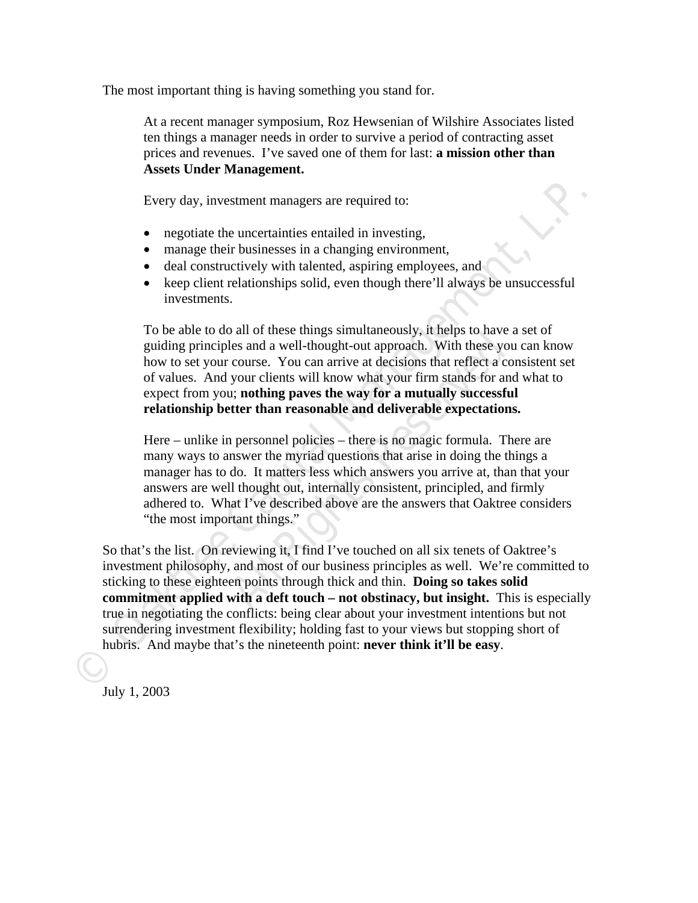The most important thing is having something you stand for.

> At a recent manager symposium, Roz Hewsenian of Wilshire Associates listed ten things a manager needs in order to survive a period of contracting asset prices and revenues. I've saved one of them for last: **a mission other than Assets Under Management.**
>
> Every day, investment managers are required to:
>
> - negotiate the uncertainties entailed in investing,
> - manage their businesses in a changing environment,
> - deal constructively with talented, aspiring employees, and
> - keep client relationships solid, even though there'll always be unsuccessful investments.
>
> To be able to do all of these things simultaneously, it helps to have a set of guiding principles and a well-thought-out approach. With these you can know how to set your course. You can arrive at decisions that reflect a consistent set of values. And your clients will know what your firm stands for and what to expect from you; **nothing paves the way for a mutually successful relationship better than reasonable and deliverable expectations.**
>
> Here – unlike in personnel policies – there is no magic formula. There are many ways to answer the myriad questions that arise in doing the things a manager has to do. It matters less which answers you arrive at, than that your answers are well thought out, internally consistent, principled, and firmly adhered to. What I've described above are the answers that Oaktree considers "the most important things."

So that's the list. On reviewing it, I find I've touched on all six tenets of Oaktree's investment philosophy, and most of our business principles as well. We're committed to sticking to these eighteen points through thick and thin. **Doing so takes solid commitment applied with a deft touch – not obstinacy, but insight.** This is especially true in negotiating the conflicts: being clear about your investment intentions but not surrendering investment flexibility; holding fast to your views but stopping short of hubris. And maybe that's the nineteenth point: **never think it'll be easy**.

July 1, 2003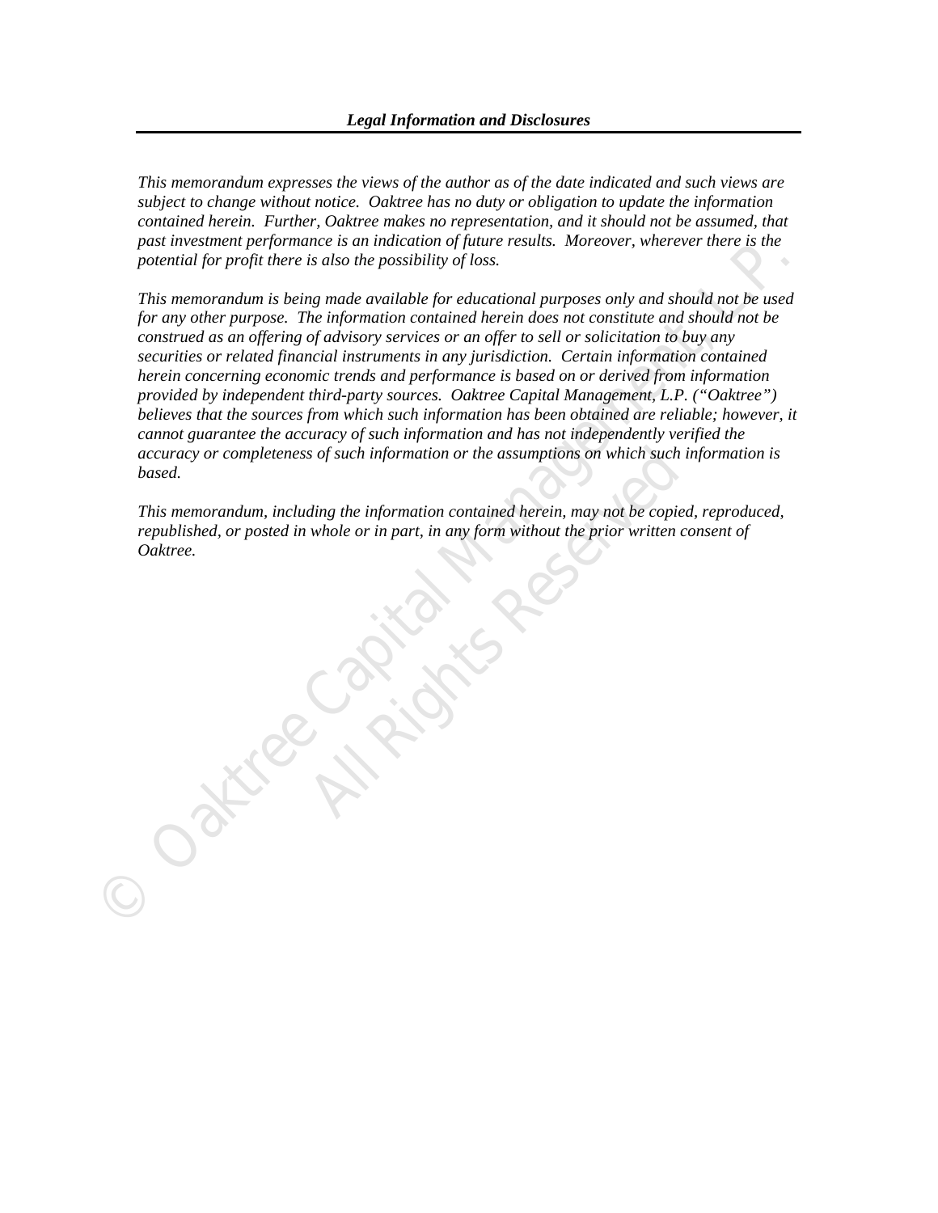### *Legal Information and Disclosures*

*This memorandum expresses the views of the author as of the date indicated and such views are subject to change without notice. Oaktree has no duty or obligation to update the information contained herein. Further, Oaktree makes no representation, and it should not be assumed, that past investment performance is an indication of future results. Moreover, wherever there is the potential for profit there is also the possibility of loss.*

*This memorandum is being made available for educational purposes only and should not be used for any other purpose. The information contained herein does not constitute and should not be construed as an offering of advisory services or an offer to sell or solicitation to buy any securities or related financial instruments in any jurisdiction. Certain information contained herein concerning economic trends and performance is based on or derived from information provided by independent third-party sources. Oaktree Capital Management, L.P. ("Oaktree") believes that the sources from which such information has been obtained are reliable; however, it cannot guarantee the accuracy of such information and has not independently verified the accuracy or completeness of such information or the assumptions on which such information is based.*

*This memorandum, including the information contained herein, may not be copied, reproduced, republished, or posted in whole or in part, in any form without the prior written consent of Oaktree.*